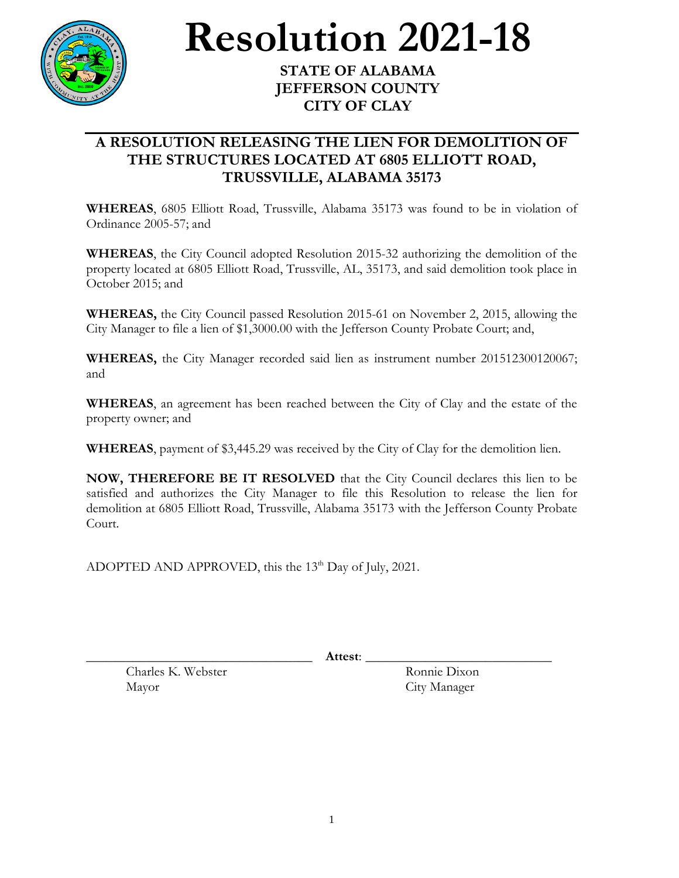# Resolution 2021-18

**STATE OF ALABAMA**
**JEFFERSON COUNTY**
**CITY OF CLAY**

## A RESOLUTION RELEASING THE LIEN FOR DEMOLITION OF THE STRUCTURES LOCATED AT 6805 ELLIOTT ROAD, TRUSSVILLE, ALABAMA 35173

**WHEREAS**, 6805 Elliott Road, Trussville, Alabama 35173 was found to be in violation of Ordinance 2005-57; and

**WHEREAS**, the City Council adopted Resolution 2015-32 authorizing the demolition of the property located at 6805 Elliott Road, Trussville, AL, 35173, and said demolition took place in October 2015; and

**WHEREAS,** the City Council passed Resolution 2015-61 on November 2, 2015, allowing the City Manager to file a lien of $1,3000.00 with the Jefferson County Probate Court; and,

**WHEREAS,** the City Manager recorded said lien as instrument number 201512300120067; and

**WHEREAS**, an agreement has been reached between the City of Clay and the estate of the property owner; and

**WHEREAS**, payment of $3,445.29 was received by the City of Clay for the demolition lien.

**NOW, THEREFORE BE IT RESOLVED** that the City Council declares this lien to be satisfied and authorizes the City Manager to file this Resolution to release the lien for demolition at 6805 Elliott Road, Trussville, Alabama 35173 with the Jefferson County Probate Court.

ADOPTED AND APPROVED, this the 13th Day of July, 2021.

\_\_\_\_\_\_\_\_\_\_\_\_\_\_\_\_\_\_\_\_\_\_\_\_\_\_\_\_\_\_ **Attest**: \_\_\_\_\_\_\_\_\_\_\_\_\_\_\_\_\_\_\_\_\_\_\_\_\_\_\_\_\_\_

Charles K. Webster
Mayor

Ronnie Dixon
City Manager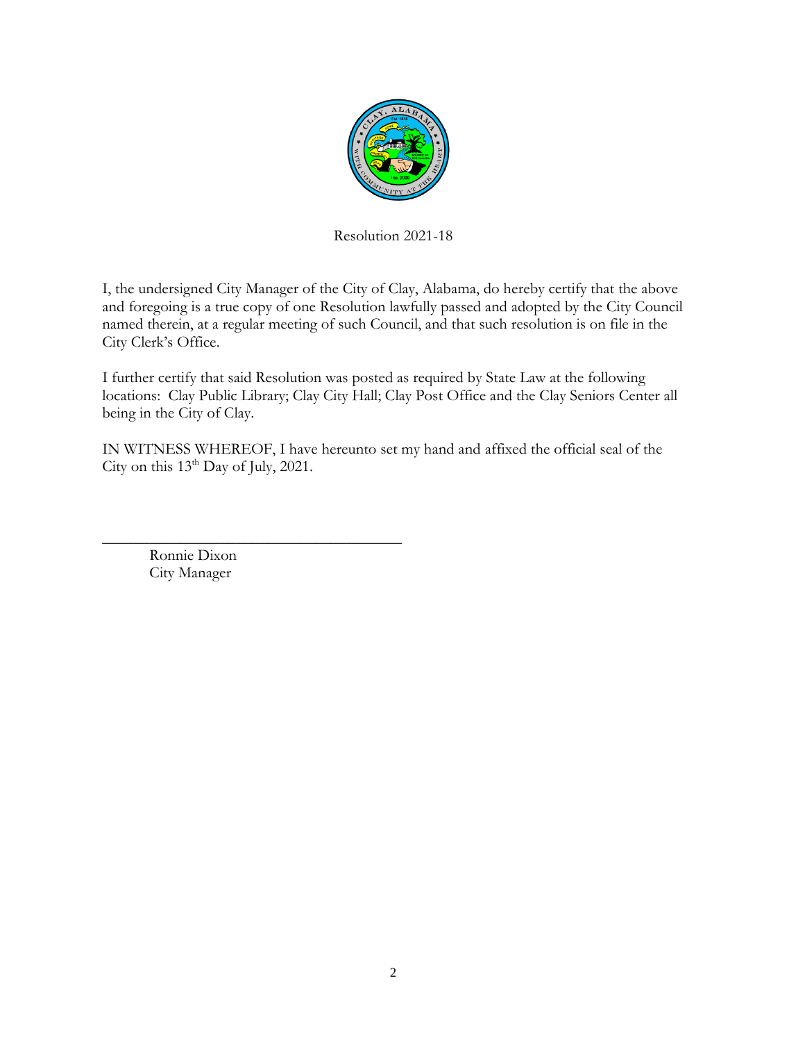Resolution 2021-18

I, the undersigned City Manager of the City of Clay, Alabama, do hereby certify that the above and foregoing is a true copy of one Resolution lawfully passed and adopted by the City Council named therein, at a regular meeting of such Council, and that such resolution is on file in the City Clerk's Office.

I further certify that said Resolution was posted as required by State Law at the following locations: Clay Public Library; Clay City Hall; Clay Post Office and the Clay Seniors Center all being in the City of Clay.

IN WITNESS WHEREOF, I have hereunto set my hand and affixed the official seal of the City on this 13th Day of July, 2021.

\_\_\_\_\_\_\_\_\_\_\_\_\_\_\_\_\_\_\_\_\_\_\_\_\_\_\_\_\_\_\_\_\_\_\_\_\_\_\_

Ronnie Dixon
City Manager